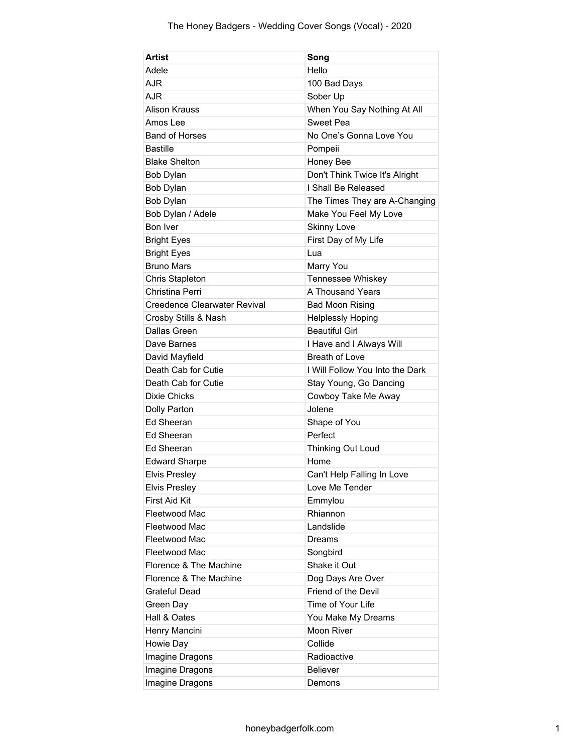# The Honey Badgers - Wedding Cover Songs (Vocal) - 2020

| Artist | Song |
| --- | --- |
| Adele | Hello |
| AJR | 100 Bad Days |
| AJR | Sober Up |
| Alison Krauss | When You Say Nothing At All |
| Amos Lee | Sweet Pea |
| Band of Horses | No One's Gonna Love You |
| Bastille | Pompeii |
| Blake Shelton | Honey Bee |
| Bob Dylan | Don't Think Twice It's Alright |
| Bob Dylan | I Shall Be Released |
| Bob Dylan | The Times They are A-Changing |
| Bob Dylan / Adele | Make You Feel My Love |
| Bon Iver | Skinny Love |
| Bright Eyes | First Day of My Life |
| Bright Eyes | Lua |
| Bruno Mars | Marry You |
| Chris Stapleton | Tennessee Whiskey |
| Christina Perri | A Thousand Years |
| Creedence Clearwater Revival | Bad Moon Rising |
| Crosby Stills & Nash | Helplessly Hoping |
| Dallas Green | Beautiful Girl |
| Dave Barnes | I Have and I Always Will |
| David Mayfield | Breath of Love |
| Death Cab for Cutie | I Will Follow You Into the Dark |
| Death Cab for Cutie | Stay Young, Go Dancing |
| Dixie Chicks | Cowboy Take Me Away |
| Dolly Parton | Jolene |
| Ed Sheeran | Shape of You |
| Ed Sheeran | Perfect |
| Ed Sheeran | Thinking Out Loud |
| Edward Sharpe | Home |
| Elvis Presley | Can't Help Falling In Love |
| Elvis Presley | Love Me Tender |
| First Aid Kit | Emmylou |
| Fleetwood Mac | Rhiannon |
| Fleetwood Mac | Landslide |
| Fleetwood Mac | Dreams |
| Fleetwood Mac | Songbird |
| Florence & The Machine | Shake it Out |
| Florence & The Machine | Dog Days Are Over |
| Grateful Dead | Friend of the Devil |
| Green Day | Time of Your Life |
| Hall & Oates | You Make My Dreams |
| Henry Mancini | Moon River |
| Howie Day | Collide |
| Imagine Dragons | Radioactive |
| Imagine Dragons | Believer |
| Imagine Dragons | Demons |

honeybadgerfolk.com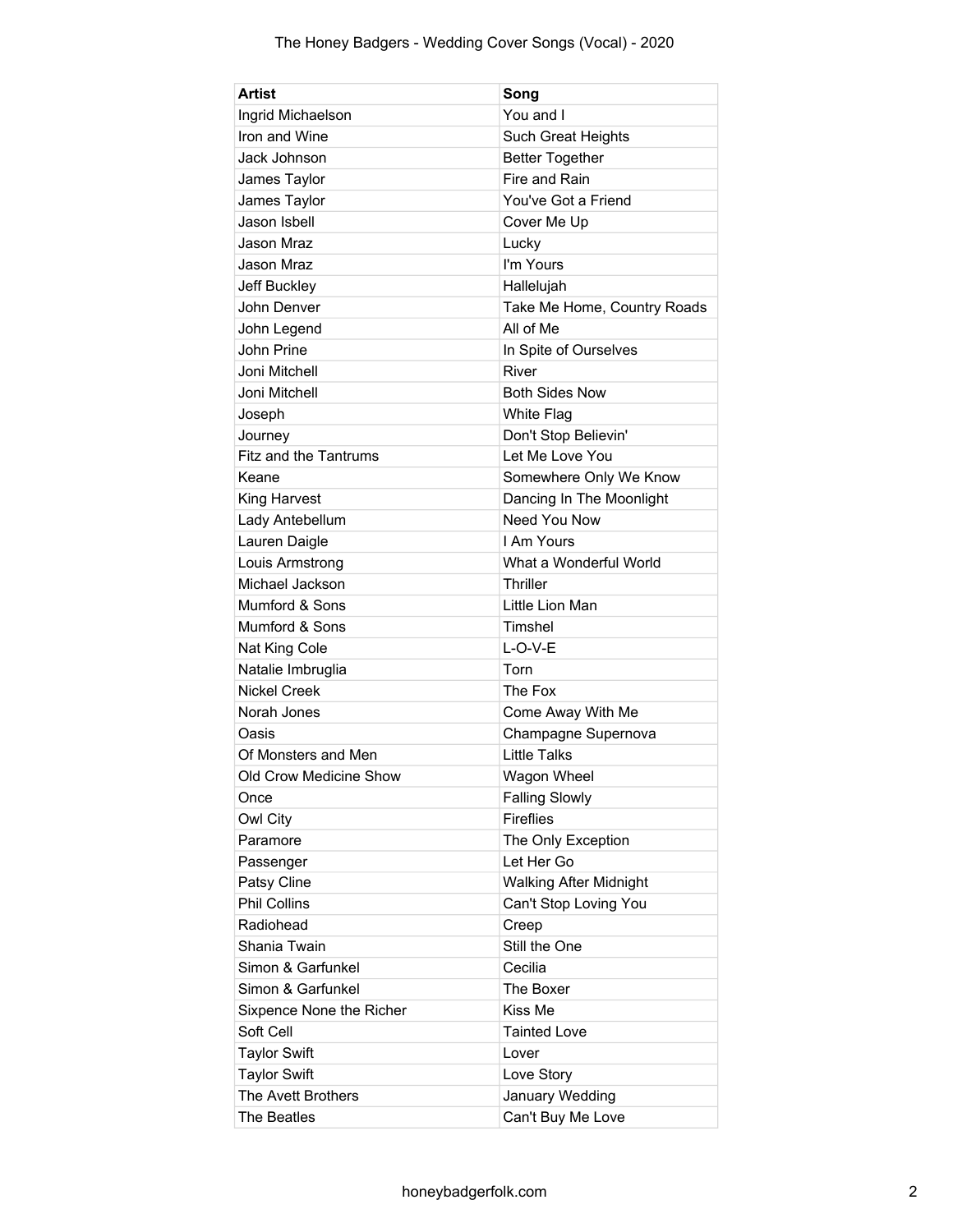| Artist | Song |
| --- | --- |
| Ingrid Michaelson | You and I |
| Iron and Wine | Such Great Heights |
| Jack Johnson | Better Together |
| James Taylor | Fire and Rain |
| James Taylor | You've Got a Friend |
| Jason Isbell | Cover Me Up |
| Jason Mraz | Lucky |
| Jason Mraz | I'm Yours |
| Jeff Buckley | Hallelujah |
| John Denver | Take Me Home, Country Roads |
| John Legend | All of Me |
| John Prine | In Spite of Ourselves |
| Joni Mitchell | River |
| Joni Mitchell | Both Sides Now |
| Joseph | White Flag |
| Journey | Don't Stop Believin' |
| Fitz and the Tantrums | Let Me Love You |
| Keane | Somewhere Only We Know |
| King Harvest | Dancing In The Moonlight |
| Lady Antebellum | Need You Now |
| Lauren Daigle | I Am Yours |
| Louis Armstrong | What a Wonderful World |
| Michael Jackson | Thriller |
| Mumford & Sons | Little Lion Man |
| Mumford & Sons | Timshel |
| Nat King Cole | L-O-V-E |
| Natalie Imbruglia | Torn |
| Nickel Creek | The Fox |
| Norah Jones | Come Away With Me |
| Oasis | Champagne Supernova |
| Of Monsters and Men | Little Talks |
| Old Crow Medicine Show | Wagon Wheel |
| Once | Falling Slowly |
| Owl City | Fireflies |
| Paramore | The Only Exception |
| Passenger | Let Her Go |
| Patsy Cline | Walking After Midnight |
| Phil Collins | Can't Stop Loving You |
| Radiohead | Creep |
| Shania Twain | Still the One |
| Simon & Garfunkel | Cecilia |
| Simon & Garfunkel | The Boxer |
| Sixpence None the Richer | Kiss Me |
| Soft Cell | Tainted Love |
| Taylor Swift | Lover |
| Taylor Swift | Love Story |
| The Avett Brothers | January Wedding |
| The Beatles | Can't Buy Me Love |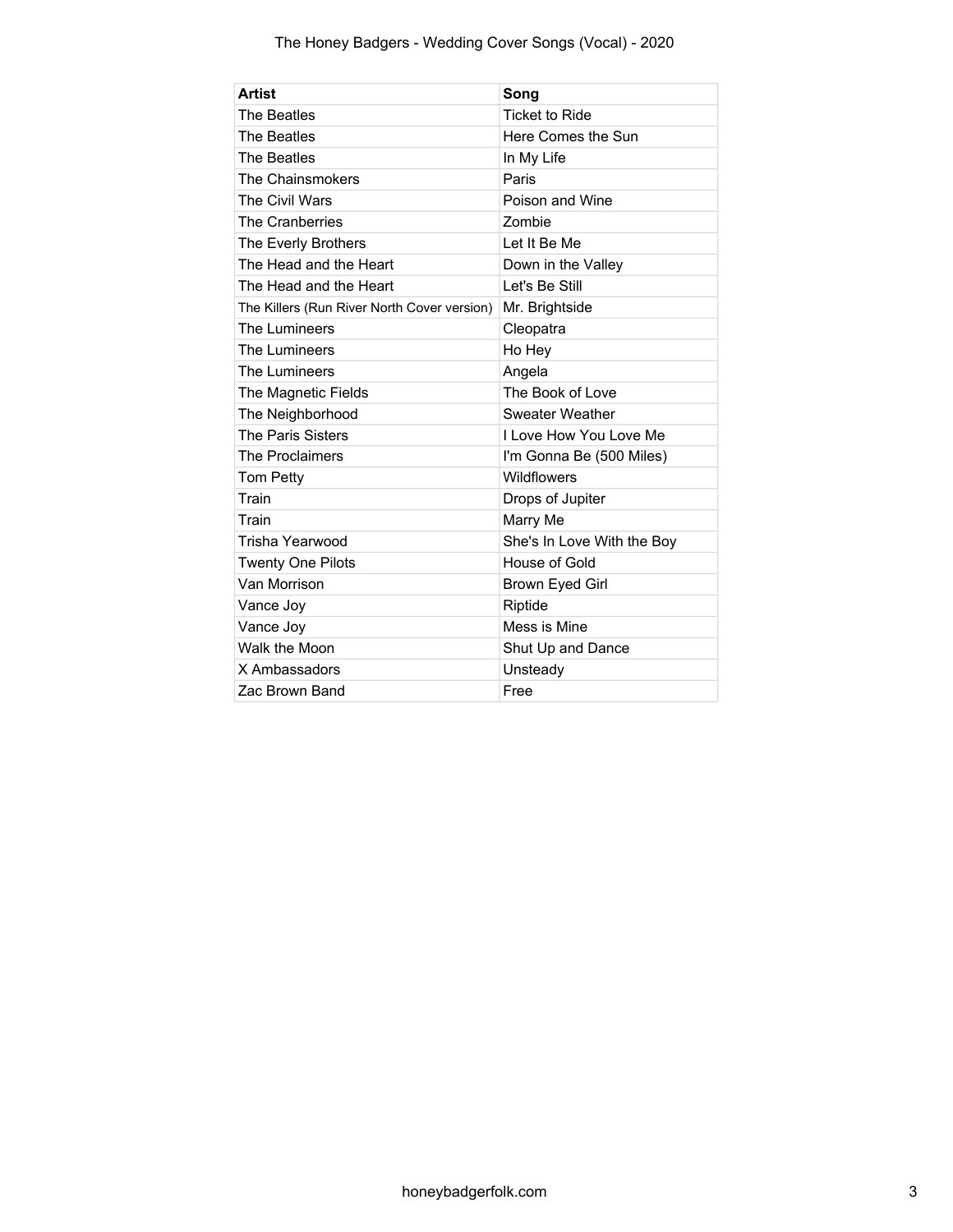| Artist | Song |
| --- | --- |
| The Beatles | Ticket to Ride |
| The Beatles | Here Comes the Sun |
| The Beatles | In My Life |
| The Chainsmokers | Paris |
| The Civil Wars | Poison and Wine |
| The Cranberries | Zombie |
| The Everly Brothers | Let It Be Me |
| The Head and the Heart | Down in the Valley |
| The Head and the Heart | Let's Be Still |
| The Killers (Run River North Cover version) | Mr. Brightside |
| The Lumineers | Cleopatra |
| The Lumineers | Ho Hey |
| The Lumineers | Angela |
| The Magnetic Fields | The Book of Love |
| The Neighborhood | Sweater Weather |
| The Paris Sisters | I Love How You Love Me |
| The Proclaimers | I'm Gonna Be (500 Miles) |
| Tom Petty | Wildflowers |
| Train | Drops of Jupiter |
| Train | Marry Me |
| Trisha Yearwood | She's In Love With the Boy |
| Twenty One Pilots | House of Gold |
| Van Morrison | Brown Eyed Girl |
| Vance Joy | Riptide |
| Vance Joy | Mess is Mine |
| Walk the Moon | Shut Up and Dance |
| X Ambassadors | Unsteady |
| Zac Brown Band | Free |